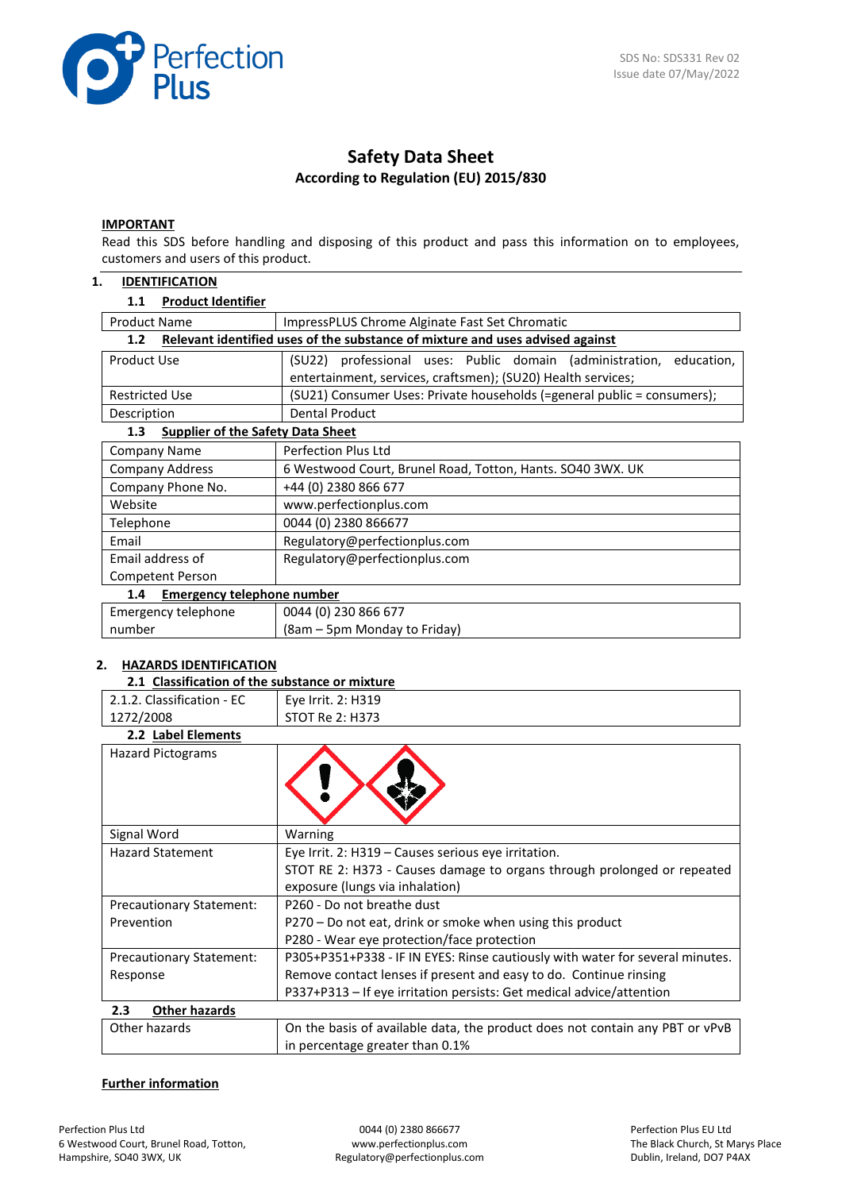SDS No: SDS331 Rev 02
Issue date 07/May/2022

# Safety Data Sheet

**According to Regulation (EU) 2015/830**

**IMPORTANT**

Read this SDS before handling and disposing of this product and pass this information on to employees, customers and users of this product.

## 1. IDENTIFICATION

### 1.1 Product Identifier

| | |
|---|---|
| Product Name | ImpressPLUS Chrome Alginate Fast Set Chromatic |

### 1.2 Relevant identified uses of the substance of mixture and uses advised against

| | |
|---|---|
| Product Use | (SU22) professional uses: Public domain (administration, education, entertainment, services, craftsmen); (SU20) Health services; |
| Restricted Use | (SU21) Consumer Uses: Private households (=general public = consumers); |
| Description | Dental Product |

### 1.3 Supplier of the Safety Data Sheet

| | |
|---|---|
| Company Name | Perfection Plus Ltd |
| Company Address | 6 Westwood Court, Brunel Road, Totton, Hants. SO40 3WX. UK |
| Company Phone No. | +44 (0) 2380 866 677 |
| Website | www.perfectionplus.com |
| Telephone | 0044 (0) 2380 866677 |
| Email | Regulatory@perfectionplus.com |
| Email address of Competent Person | Regulatory@perfectionplus.com |

### 1.4 Emergency telephone number

| | |
|---|---|
| Emergency telephone number | 0044 (0) 230 866 677<br>(8am – 5pm Monday to Friday) |

## 2. HAZARDS IDENTIFICATION

### 2.1 Classification of the substance or mixture

| | |
|---|---|
| 2.1.2. Classification - EC 1272/2008 | Eye Irrit. 2: H319<br>STOT Re 2: H373 |

### 2.2 Label Elements

| | |
|---|---|
| Hazard Pictograms | |
| Signal Word | Warning |
| Hazard Statement | Eye Irrit. 2: H319 – Causes serious eye irritation.<br>STOT RE 2: H373 - Causes damage to organs through prolonged or repeated exposure (lungs via inhalation) |
| Precautionary Statement: Prevention | P260 - Do not breathe dust<br>P270 – Do not eat, drink or smoke when using this product<br>P280 - Wear eye protection/face protection |
| Precautionary Statement: Response | P305+P351+P338 - IF IN EYES: Rinse cautiously with water for several minutes. Remove contact lenses if present and easy to do. Continue rinsing<br>P337+P313 – If eye irritation persists: Get medical advice/attention |

### 2.3 Other hazards

| | |
|---|---|
| Other hazards | On the basis of available data, the product does not contain any PBT or vPvB in percentage greater than 0.1% |

**Further information**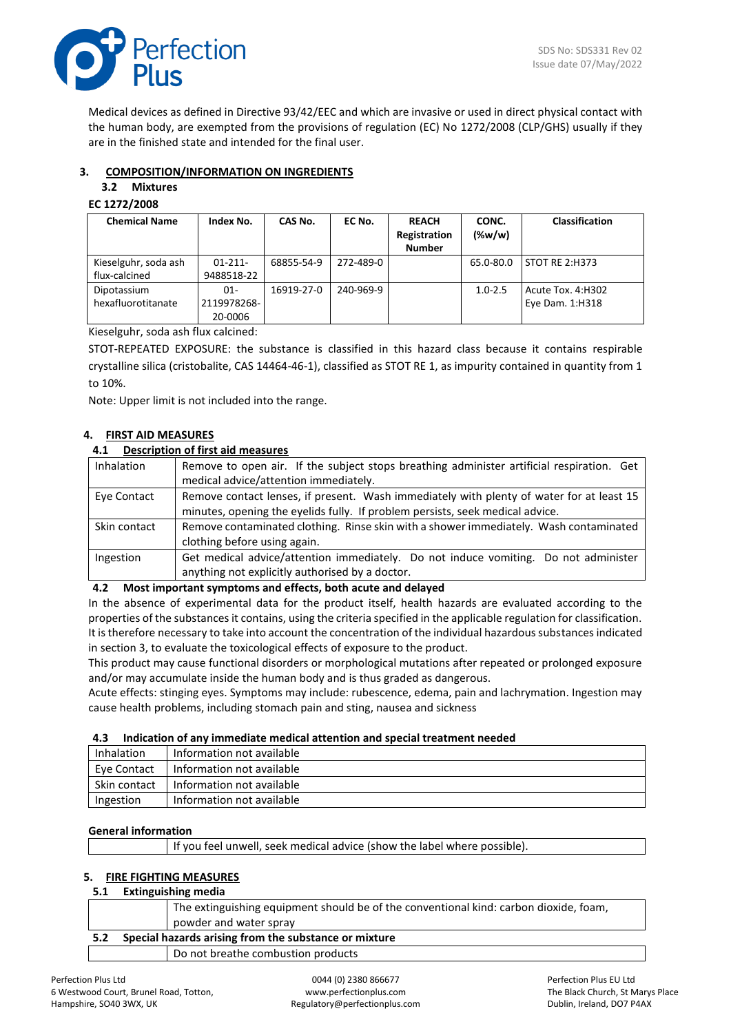Medical devices as defined in Directive 93/42/EEC and which are invasive or used in direct physical contact with the human body, are exempted from the provisions of regulation (EC) No 1272/2008 (CLP/GHS) usually if they are in the finished state and intended for the final user.

## 3. COMPOSITION/INFORMATION ON INGREDIENTS

### 3.2 Mixtures

**EC 1272/2008**

| Chemical Name | Index No. | CAS No. | EC No. | REACH Registration Number | CONC. (%w/w) | Classification |
|---|---|---|---|---|---|---|
| Kieselguhr, soda ash flux-calcined | 01-211-9488518-22 | 68855-54-9 | 272-489-0 | | 65.0-80.0 | STOT RE 2:H373 |
| Dipotassium hexafluorotitanate | 01-2119978268-20-0006 | 16919-27-0 | 240-969-9 | | 1.0-2.5 | Acute Tox. 4:H302<br>Eye Dam. 1:H318 |

Kieselguhr, soda ash flux calcined:

STOT-REPEATED EXPOSURE: the substance is classified in this hazard class because it contains respirable crystalline silica (cristobalite, CAS 14464-46-1), classified as STOT RE 1, as impurity contained in quantity from 1 to 10%.

Note: Upper limit is not included into the range.

## 4. FIRST AID MEASURES

### 4.1 Description of first aid measures

| | |
|---|---|
| Inhalation | Remove to open air. If the subject stops breathing administer artificial respiration. Get medical advice/attention immediately. |
| Eye Contact | Remove contact lenses, if present. Wash immediately with plenty of water for at least 15 minutes, opening the eyelids fully. If problem persists, seek medical advice. |
| Skin contact | Remove contaminated clothing. Rinse skin with a shower immediately. Wash contaminated clothing before using again. |
| Ingestion | Get medical advice/attention immediately. Do not induce vomiting. Do not administer anything not explicitly authorised by a doctor. |

### 4.2 Most important symptoms and effects, both acute and delayed

In the absence of experimental data for the product itself, health hazards are evaluated according to the properties of the substances it contains, using the criteria specified in the applicable regulation for classification. It is therefore necessary to take into account the concentration of the individual hazardous substances indicated in section 3, to evaluate the toxicological effects of exposure to the product.

This product may cause functional disorders or morphological mutations after repeated or prolonged exposure and/or may accumulate inside the human body and is thus graded as dangerous.

Acute effects: stinging eyes. Symptoms may include: rubescence, edema, pain and lachrymation. Ingestion may cause health problems, including stomach pain and sting, nausea and sickness

### 4.3 Indication of any immediate medical attention and special treatment needed

| | |
|---|---|
| Inhalation | Information not available |
| Eye Contact | Information not available |
| Skin contact | Information not available |
| Ingestion | Information not available |

**General information**

| | |
|---|---|
| | If you feel unwell, seek medical advice (show the label where possible). |

## 5. FIRE FIGHTING MEASURES

### 5.1 Extinguishing media

| | |
|---|---|
| | The extinguishing equipment should be of the conventional kind: carbon dioxide, foam, powder and water spray |

### 5.2 Special hazards arising from the substance or mixture

| | |
|---|---|
| | Do not breathe combustion products |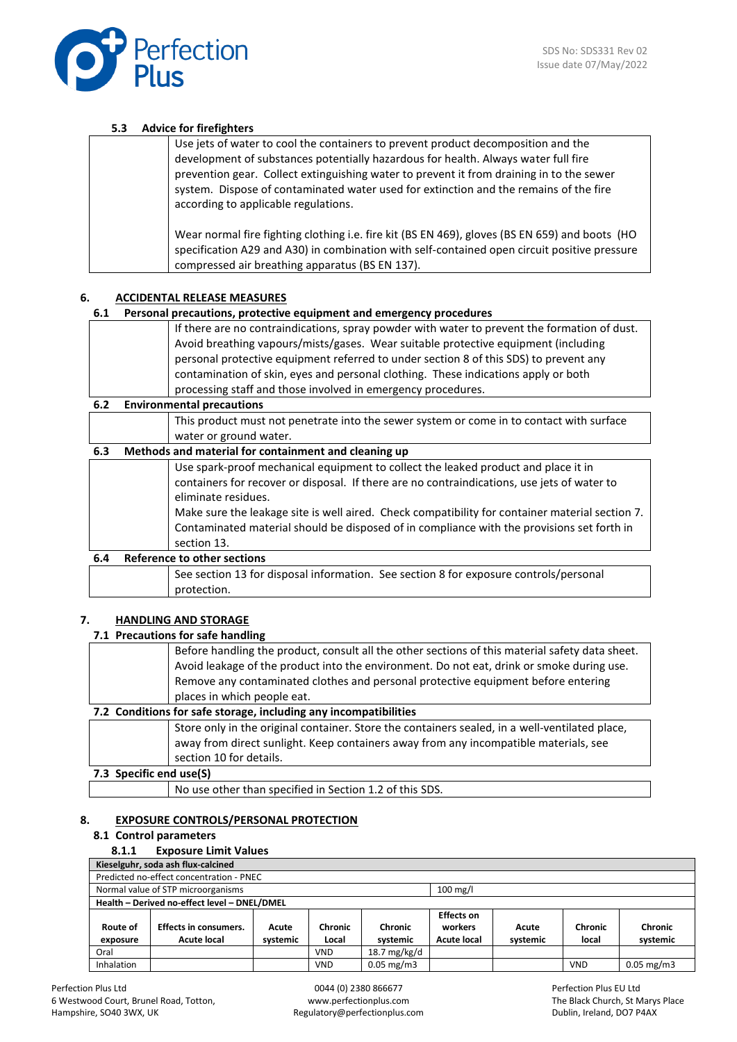#### 5.3 Advice for firefighters

Use jets of water to cool the containers to prevent product decomposition and the development of substances potentially hazardous for health. Always water full fire prevention gear. Collect extinguishing water to prevent it from draining in to the sewer system. Dispose of contaminated water used for extinction and the remains of the fire according to applicable regulations.

Wear normal fire fighting clothing i.e. fire kit (BS EN 469), gloves (BS EN 659) and boots (HO specification A29 and A30) in combination with self-contained open circuit positive pressure compressed air breathing apparatus (BS EN 137).

## 6. ACCIDENTAL RELEASE MEASURES

### 6.1 Personal precautions, protective equipment and emergency procedures

If there are no contraindications, spray powder with water to prevent the formation of dust. Avoid breathing vapours/mists/gases. Wear suitable protective equipment (including personal protective equipment referred to under section 8 of this SDS) to prevent any contamination of skin, eyes and personal clothing. These indications apply or both processing staff and those involved in emergency procedures.

### 6.2 Environmental precautions

This product must not penetrate into the sewer system or come in to contact with surface water or ground water.

### 6.3 Methods and material for containment and cleaning up

Use spark-proof mechanical equipment to collect the leaked product and place it in containers for recover or disposal. If there are no contraindications, use jets of water to eliminate residues.

Make sure the leakage site is well aired. Check compatibility for container material section 7. Contaminated material should be disposed of in compliance with the provisions set forth in section 13.

### 6.4 Reference to other sections

See section 13 for disposal information. See section 8 for exposure controls/personal protection.

## 7. HANDLING AND STORAGE

### 7.1 Precautions for safe handling

Before handling the product, consult all the other sections of this material safety data sheet. Avoid leakage of the product into the environment. Do not eat, drink or smoke during use. Remove any contaminated clothes and personal protective equipment before entering places in which people eat.

### 7.2 Conditions for safe storage, including any incompatibilities

Store only in the original container. Store the containers sealed, in a well-ventilated place, away from direct sunlight. Keep containers away from any incompatible materials, see section 10 for details.

### 7.3 Specific end use(S)

No use other than specified in Section 1.2 of this SDS.

## 8. EXPOSURE CONTROLS/PERSONAL PROTECTION

### 8.1 Control parameters

#### 8.1.1 Exposure Limit Values

**Kieselguhr, soda ash flux-calcined**

Predicted no-effect concentration - PNEC

| | |
|---|---|
| Normal value of STP microorganisms | 100 mg/l |

**Health – Derived no-effect level – DNEL/DMEL**

| Route of exposure | Effects in consumers. Acute local | Acute systemic | Chronic Local | Chronic systemic | Effects on workers Acute local | Acute systemic | Chronic local | Chronic systemic |
|---|---|---|---|---|---|---|---|---|
| Oral | | | VND | 18.7 mg/kg/d | | | | |
| Inhalation | | | VND | 0.05 mg/m3 | | | VND | 0.05 mg/m3 |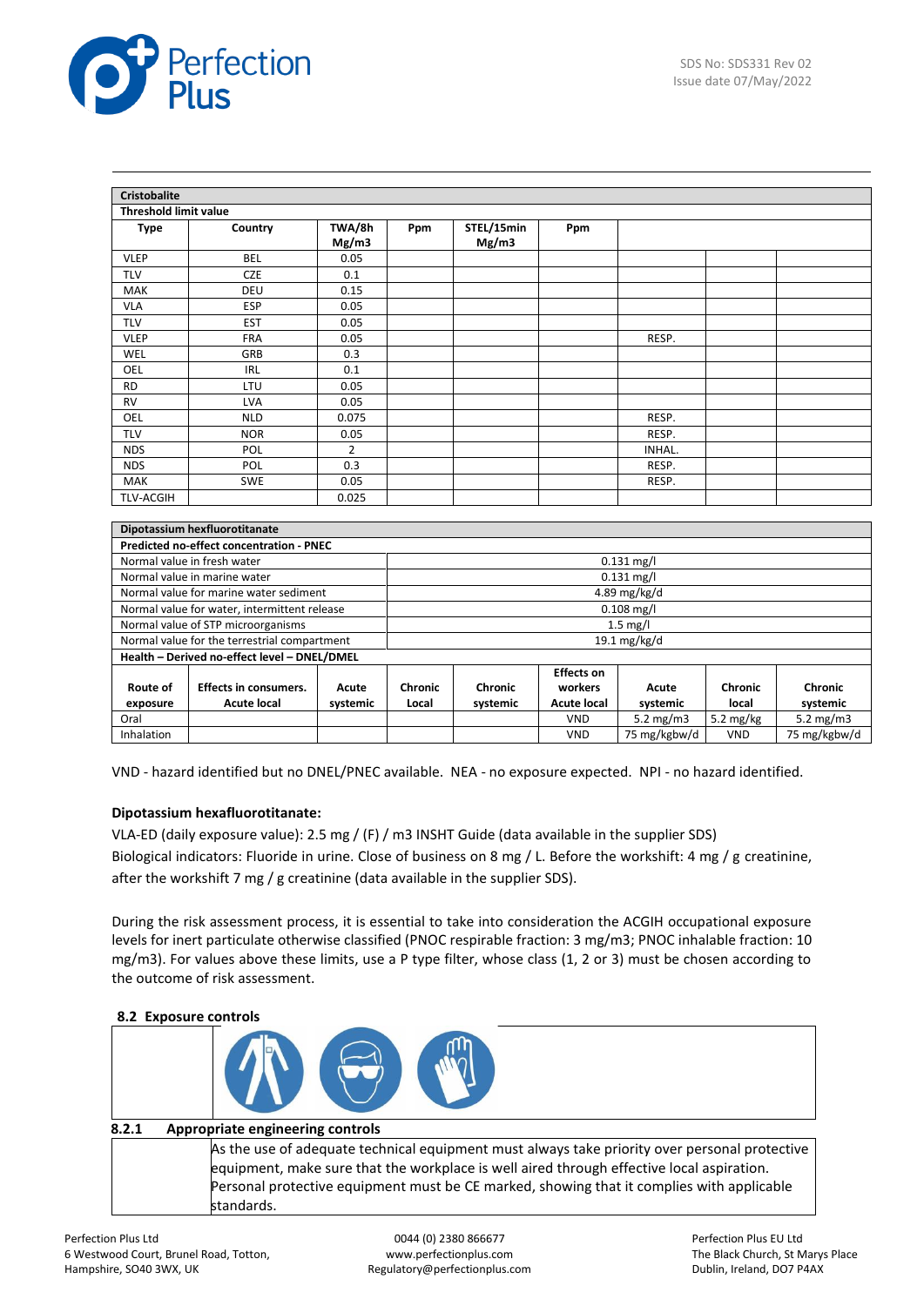| Cristobalite | | | | | | | | |
|---|---|---|---|---|---|---|---|---|
| **Threshold limit value** | | | | | | | | |
| **Type** | **Country** | **TWA/8h Mg/m3** | **Ppm** | **STEL/15min Mg/m3** | **Ppm** | | | |
| VLEP | BEL | 0.05 | | | | | | |
| TLV | CZE | 0.1 | | | | | | |
| MAK | DEU | 0.15 | | | | | | |
| VLA | ESP | 0.05 | | | | | | |
| TLV | EST | 0.05 | | | | | | |
| VLEP | FRA | 0.05 | | | | RESP. | | |
| WEL | GRB | 0.3 | | | | | | |
| OEL | IRL | 0.1 | | | | | | |
| RD | LTU | 0.05 | | | | | | |
| RV | LVA | 0.05 | | | | | | |
| OEL | NLD | 0.075 | | | | RESP. | | |
| TLV | NOR | 0.05 | | | | RESP. | | |
| NDS | POL | 2 | | | | INHAL. | | |
| NDS | POL | 0.3 | | | | RESP. | | |
| MAK | SWE | 0.05 | | | | RESP. | | |
| TLV-ACGIH | | 0.025 | | | | | | |

| Dipotassium hexfluorotitanate | | | | | | | | |
|---|---|---|---|---|---|---|---|---|
| **Predicted no-effect concentration - PNEC** | | | | | | | | |
| Normal value in fresh water | | | 0.131 mg/l | | | | | |
| Normal value in marine water | | | 0.131 mg/l | | | | | |
| Normal value for marine water sediment | | | 4.89 mg/kg/d | | | | | |
| Normal value for water, intermittent release | | | 0.108 mg/l | | | | | |
| Normal value of STP microorganisms | | | 1.5 mg/l | | | | | |
| Normal value for the terrestrial compartment | | | 19.1 mg/kg/d | | | | | |
| **Health – Derived no-effect level – DNEL/DMEL** | | | | | | | | |
| **Route of exposure** | **Effects in consumers. Acute local** | **Acute systemic** | **Chronic Local** | **Chronic systemic** | **Effects on workers Acute local** | **Acute systemic** | **Chronic local** | **Chronic systemic** |
| Oral | | | | | VND | 5.2 mg/m3 | 5.2 mg/kg | 5.2 mg/m3 |
| Inhalation | | | | | VND | 75 mg/kgbw/d | VND | 75 mg/kgbw/d |

VND - hazard identified but no DNEL/PNEC available. NEA - no exposure expected. NPI - no hazard identified.

**Dipotassium hexafluorotitanate:**

VLA-ED (daily exposure value): 2.5 mg / (F) / m3 INSHT Guide (data available in the supplier SDS)
Biological indicators: Fluoride in urine. Close of business on 8 mg / L. Before the workshift: 4 mg / g creatinine, after the workshift 7 mg / g creatinine (data available in the supplier SDS).

During the risk assessment process, it is essential to take into consideration the ACGIH occupational exposure levels for inert particulate otherwise classified (PNOC respirable fraction: 3 mg/m3; PNOC inhalable fraction: 10 mg/m3). For values above these limits, use a P type filter, whose class (1, 2 or 3) must be chosen according to the outcome of risk assessment.

### 8.2 Exposure controls

#### 8.2.1 Appropriate engineering controls

As the use of adequate technical equipment must always take priority over personal protective equipment, make sure that the workplace is well aired through effective local aspiration. Personal protective equipment must be CE marked, showing that it complies with applicable standards.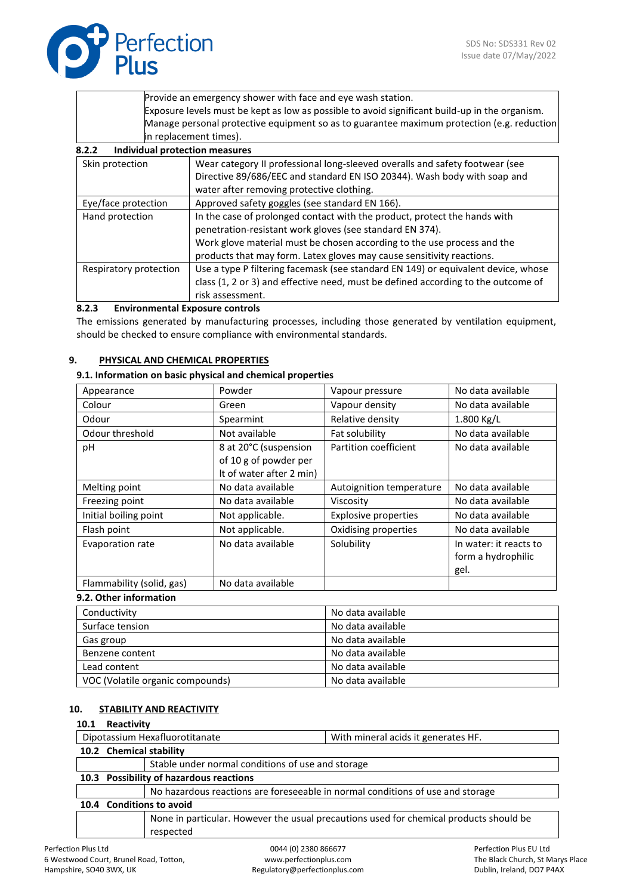| | |
|---|---|
| | Provide an emergency shower with face and eye wash station.<br>Exposure levels must be kept as low as possible to avoid significant build-up in the organism.<br>Manage personal protective equipment so as to guarantee maximum protection (e.g. reduction in replacement times). |

**8.2.2 Individual protection measures**

| | |
|---|---|
| Skin protection | Wear category II professional long-sleeved overalls and safety footwear (see Directive 89/686/EEC and standard EN ISO 20344). Wash body with soap and water after removing protective clothing. |
| Eye/face protection | Approved safety goggles (see standard EN 166). |
| Hand protection | In the case of prolonged contact with the product, protect the hands with penetration-resistant work gloves (see standard EN 374).<br>Work glove material must be chosen according to the use process and the products that may form. Latex gloves may cause sensitivity reactions. |
| Respiratory protection | Use a type P filtering facemask (see standard EN 149) or equivalent device, whose class (1, 2 or 3) and effective need, must be defined according to the outcome of risk assessment. |

**8.2.3 Environmental Exposure controls**

The emissions generated by manufacturing processes, including those generated by ventilation equipment, should be checked to ensure compliance with environmental standards.

## 9. PHYSICAL AND CHEMICAL PROPERTIES

**9.1. Information on basic physical and chemical properties**

| | | | |
|---|---|---|---|
| Appearance | Powder | Vapour pressure | No data available |
| Colour | Green | Vapour density | No data available |
| Odour | Spearmint | Relative density | 1.800 Kg/L |
| Odour threshold | Not available | Fat solubility | No data available |
| pH | 8 at 20°C (suspension of 10 g of powder per lt of water after 2 min) | Partition coefficient | No data available |
| Melting point | No data available | Autoignition temperature | No data available |
| Freezing point | No data available | Viscosity | No data available |
| Initial boiling point | Not applicable. | Explosive properties | No data available |
| Flash point | Not applicable. | Oxidising properties | No data available |
| Evaporation rate | No data available | Solubility | In water: it reacts to form a hydrophilic gel. |
| Flammability (solid, gas) | No data available | | |

**9.2. Other information**

| | |
|---|---|
| Conductivity | No data available |
| Surface tension | No data available |
| Gas group | No data available |
| Benzene content | No data available |
| Lead content | No data available |
| VOC (Volatile organic compounds) | No data available |

## 10. STABILITY AND REACTIVITY

**10.1 Reactivity**

| | |
|---|---|
| Dipotassium Hexafluorotitanate | With mineral acids it generates HF. |

**10.2 Chemical stability**

| | |
|---|---|
| | Stable under normal conditions of use and storage |

**10.3 Possibility of hazardous reactions**

| | |
|---|---|
| | No hazardous reactions are foreseeable in normal conditions of use and storage |

**10.4 Conditions to avoid**

| | |
|---|---|
| | None in particular. However the usual precautions used for chemical products should be respected |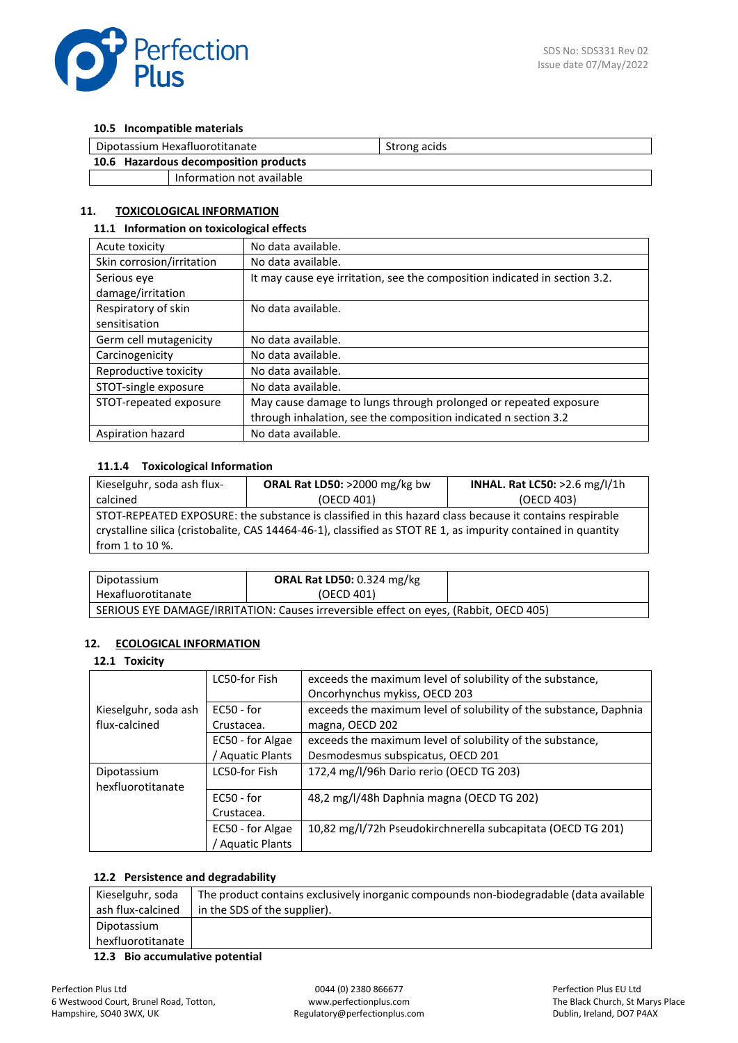### 10.5 Incompatible materials

| Dipotassium Hexafluorotitanate | Strong acids |
|---|---|

### 10.6 Hazardous decomposition products

| | Information not available |
|---|---|

## 11. TOXICOLOGICAL INFORMATION

### 11.1 Information on toxicological effects

| | |
|---|---|
| Acute toxicity | No data available. |
| Skin corrosion/irritation | No data available. |
| Serious eye damage/irritation | It may cause eye irritation, see the composition indicated in section 3.2. |
| Respiratory of skin sensitisation | No data available. |
| Germ cell mutagenicity | No data available. |
| Carcinogenicity | No data available. |
| Reproductive toxicity | No data available. |
| STOT-single exposure | No data available. |
| STOT-repeated exposure | May cause damage to lungs through prolonged or repeated exposure through inhalation, see the composition indicated n section 3.2 |
| Aspiration hazard | No data available. |

### 11.1.4 Toxicological Information

| Kieselguhr, soda ash flux-calcined | **ORAL Rat LD50:** >2000 mg/kg bw (OECD 401) | **INHAL. Rat LC50:** >2.6 mg/l/1h (OECD 403) |
|---|---|---|
| STOT-REPEATED EXPOSURE: the substance is classified in this hazard class because it contains respirable crystalline silica (cristobalite, CAS 14464-46-1), classified as STOT RE 1, as impurity contained in quantity from 1 to 10 %. | | |

| Dipotassium Hexafluorotitanate | **ORAL Rat LD50:** 0.324 mg/kg (OECD 401) | |
|---|---|---|
| SERIOUS EYE DAMAGE/IRRITATION: Causes irreversible effect on eyes, (Rabbit, OECD 405) | | |

## 12. ECOLOGICAL INFORMATION

### 12.1 Toxicity

| | | |
|---|---|---|
| Kieselguhr, soda ash flux-calcined | LC50-for Fish | exceeds the maximum level of solubility of the substance, Oncorhynchus mykiss, OECD 203 |
| | EC50 - for Crustacea. | exceeds the maximum level of solubility of the substance, Daphnia magna, OECD 202 |
| | EC50 - for Algae / Aquatic Plants | exceeds the maximum level of solubility of the substance, Desmodesmus subspicatus, OECD 201 |
| Dipotassium hexfluorotitanate | LC50-for Fish | 172,4 mg/l/96h Dario rerio (OECD TG 203) |
| | EC50 - for Crustacea. | 48,2 mg/l/48h Daphnia magna (OECD TG 202) |
| | EC50 - for Algae / Aquatic Plants | 10,82 mg/l/72h Pseudokirchnerella subcapitata (OECD TG 201) |

### 12.2 Persistence and degradability

| | |
|---|---|
| Kieselguhr, soda ash flux-calcined | The product contains exclusively inorganic compounds non-biodegradable (data available in the SDS of the supplier). |
| Dipotassium hexfluorotitanate | |

### 12.3 Bio accumulative potential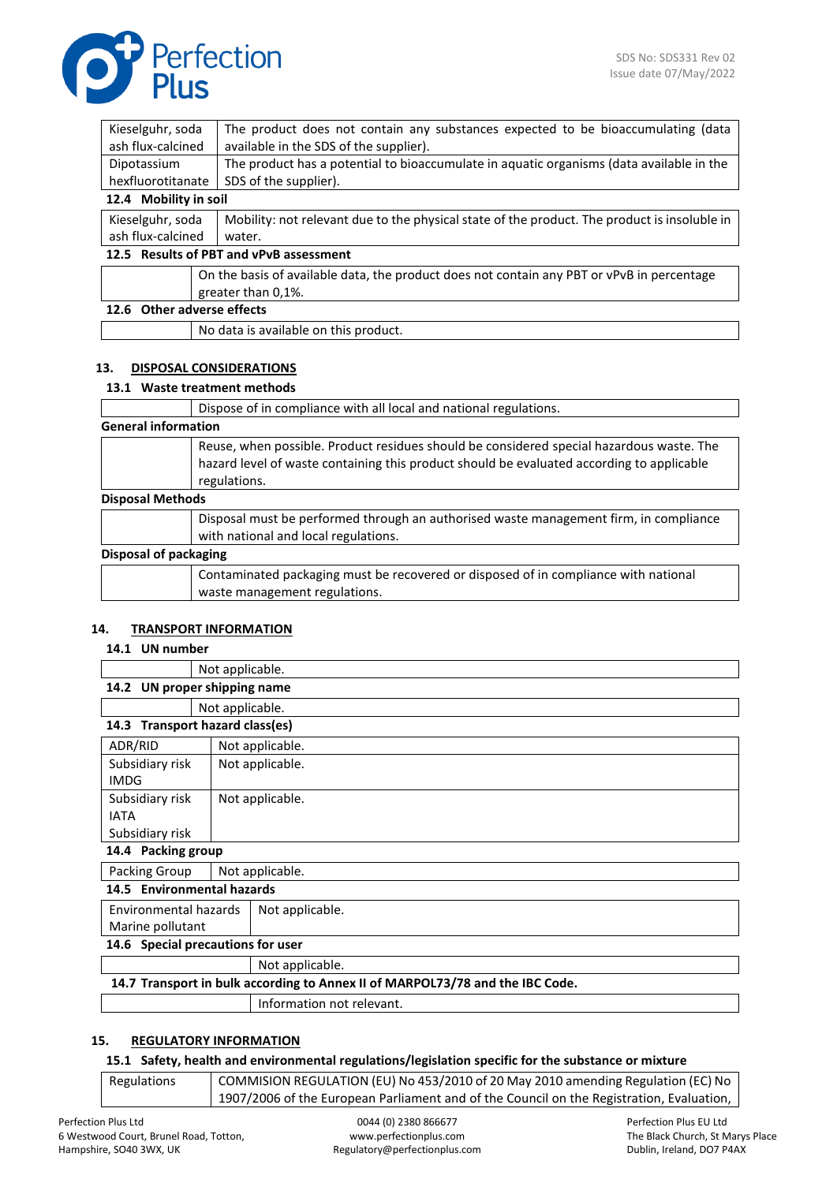| | |
|---|---|
| Kieselguhr, soda ash flux-calcined | The product does not contain any substances expected to be bioaccumulating (data available in the SDS of the supplier). |
| Dipotassium hexfluorotitanate | The product has a potential to bioaccumulate in aquatic organisms (data available in the SDS of the supplier). |

**12.4 Mobility in soil**

| | |
|---|---|
| Kieselguhr, soda ash flux-calcined | Mobility: not relevant due to the physical state of the product. The product is insoluble in water. |

**12.5 Results of PBT and vPvB assessment**

| | |
|---|---|
| | On the basis of available data, the product does not contain any PBT or vPvB in percentage greater than 0,1%. |

**12.6 Other adverse effects**

| | |
|---|---|
| | No data is available on this product. |

## 13. DISPOSAL CONSIDERATIONS

**13.1 Waste treatment methods**

| | |
|---|---|
| | Dispose of in compliance with all local and national regulations. |

**General information**

| | |
|---|---|
| | Reuse, when possible. Product residues should be considered special hazardous waste. The hazard level of waste containing this product should be evaluated according to applicable regulations. |

**Disposal Methods**

| | |
|---|---|
| | Disposal must be performed through an authorised waste management firm, in compliance with national and local regulations. |

**Disposal of packaging**

| | |
|---|---|
| | Contaminated packaging must be recovered or disposed of in compliance with national waste management regulations. |

## 14. TRANSPORT INFORMATION

**14.1 UN number**

| | |
|---|---|
| | Not applicable. |

**14.2 UN proper shipping name**

| | |
|---|---|
| | Not applicable. |

**14.3 Transport hazard class(es)**

| | |
|---|---|
| ADR/RID | Not applicable. |
| Subsidiary risk IMDG | Not applicable. |
| Subsidiary risk IATA | Not applicable. |
| Subsidiary risk | |

**14.4 Packing group**

| | |
|---|---|
| Packing Group | Not applicable. |

**14.5 Environmental hazards**

| | |
|---|---|
| Environmental hazards Marine pollutant | Not applicable. |

**14.6 Special precautions for user**

| | |
|---|---|
| | Not applicable. |

**14.7 Transport in bulk according to Annex II of MARPOL73/78 and the IBC Code.**

| | |
|---|---|
| | Information not relevant. |

## 15. REGULATORY INFORMATION

**15.1 Safety, health and environmental regulations/legislation specific for the substance or mixture**

| | |
|---|---|
| Regulations | COMMISION REGULATION (EU) No 453/2010 of 20 May 2010 amending Regulation (EC) No 1907/2006 of the European Parliament and of the Council on the Registration, Evaluation, |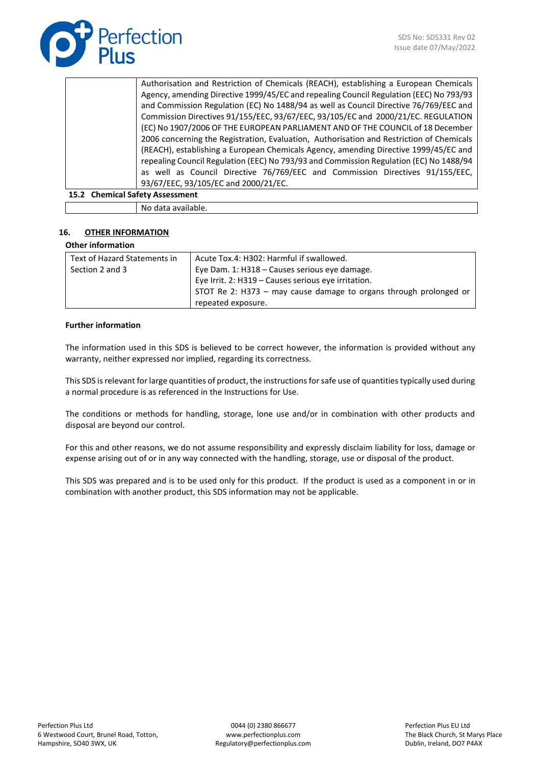| | |
|---|---|
| | Authorisation and Restriction of Chemicals (REACH), establishing a European Chemicals Agency, amending Directive 1999/45/EC and repealing Council Regulation (EEC) No 793/93 and Commission Regulation (EC) No 1488/94 as well as Council Directive 76/769/EEC and Commission Directives 91/155/EEC, 93/67/EEC, 93/105/EC and 2000/21/EC. REGULATION (EC) No 1907/2006 OF THE EUROPEAN PARLIAMENT AND OF THE COUNCIL of 18 December 2006 concerning the Registration, Evaluation, Authorisation and Restriction of Chemicals (REACH), establishing a European Chemicals Agency, amending Directive 1999/45/EC and repealing Council Regulation (EEC) No 793/93 and Commission Regulation (EC) No 1488/94 as well as Council Directive 76/769/EEC and Commission Directives 91/155/EEC, 93/67/EEC, 93/105/EC and 2000/21/EC. |

**15.2 Chemical Safety Assessment**

| | |
|---|---|
| | No data available. |

## 16. OTHER INFORMATION

**Other information**

| | |
|---|---|
| Text of Hazard Statements in Section 2 and 3 | Acute Tox.4: H302: Harmful if swallowed.<br>Eye Dam. 1: H318 – Causes serious eye damage.<br>Eye Irrit. 2: H319 – Causes serious eye irritation.<br>STOT Re 2: H373 – may cause damage to organs through prolonged or repeated exposure. |

**Further information**

The information used in this SDS is believed to be correct however, the information is provided without any warranty, neither expressed nor implied, regarding its correctness.

This SDS is relevant for large quantities of product, the instructions for safe use of quantities typically used during a normal procedure is as referenced in the Instructions for Use.

The conditions or methods for handling, storage, lone use and/or in combination with other products and disposal are beyond our control.

For this and other reasons, we do not assume responsibility and expressly disclaim liability for loss, damage or expense arising out of or in any way connected with the handling, storage, use or disposal of the product.

This SDS was prepared and is to be used only for this product. If the product is used as a component in or in combination with another product, this SDS information may not be applicable.